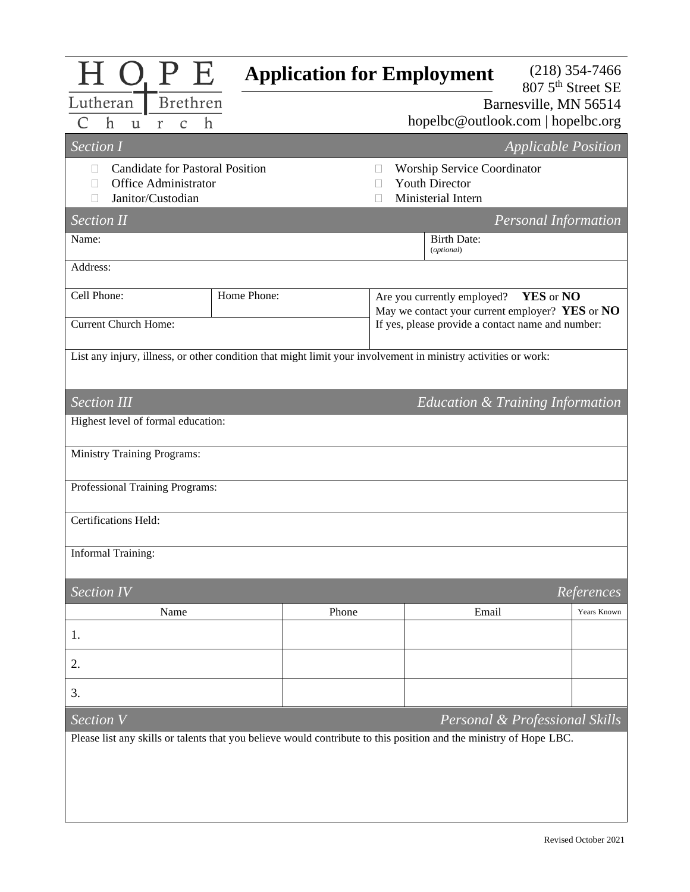HOPE Lutheran Brethren Church

# Application for Employment

(218) 354-7466
807 5th Street SE
Barnesville, MN 56514
hopelbc@outlook.com | hopelbc.org

## *Section I* — *Applicable Position*

- ☐ Candidate for Pastoral Position
- ☐ Office Administrator
- ☐ Janitor/Custodian
- ☐ Worship Service Coordinator
- ☐ Youth Director
- ☐ Ministerial Intern

## *Section II* — *Personal Information*

Name:

Birth Date: (*optional*)

Address:

Cell Phone:

Home Phone:

Are you currently employed? **YES** or **NO**

May we contact your current employer? **YES** or **NO**

If yes, please provide a contact name and number:

Current Church Home:

List any injury, illness, or other condition that might limit your involvement in ministry activities or work:

## *Section III* — *Education & Training Information*

Highest level of formal education:

Ministry Training Programs:

Professional Training Programs:

Certifications Held:

Informal Training:

## *Section IV* — *References*

| Name | Phone | Email | Years Known |
|---|---|---|---|
| 1. | | | |
| 2. | | | |
| 3. | | | |

## *Section V* — *Personal & Professional Skills*

Please list any skills or talents that you believe would contribute to this position and the ministry of Hope LBC.

Revised October 2021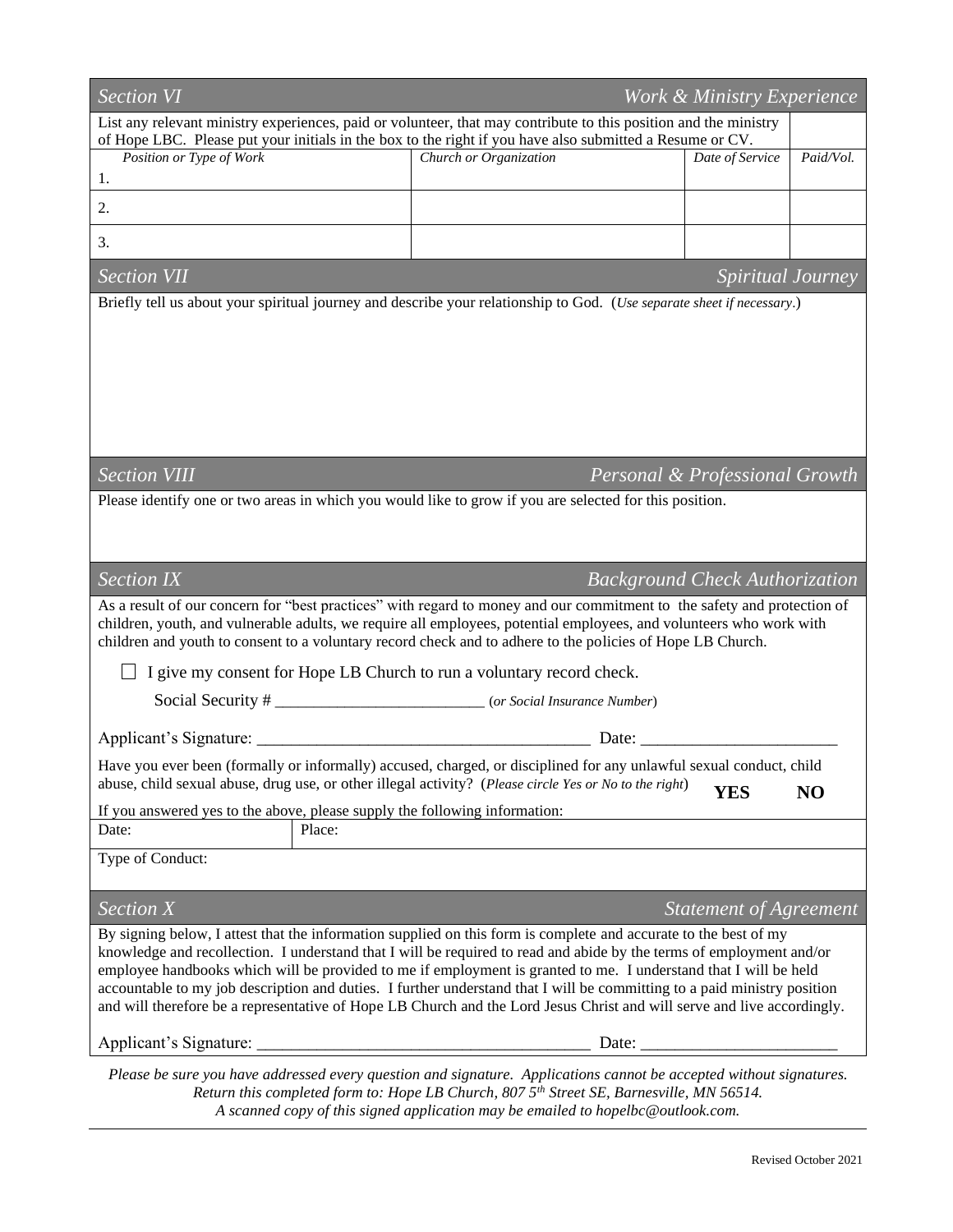## Section VI — Work & Ministry Experience

List any relevant ministry experiences, paid or volunteer, that may contribute to this position and the ministry of Hope LBC. Please put your initials in the box to the right if you have also submitted a Resume or CV.

| Position or Type of Work | Church or Organization | Date of Service | Paid/Vol. |
|---|---|---|---|
| 1. | | | |
| 2. | | | |
| 3. | | | |

## Section VII — Spiritual Journey

Briefly tell us about your spiritual journey and describe your relationship to God. (*Use separate sheet if necessary*.)

## Section VIII — Personal & Professional Growth

Please identify one or two areas in which you would like to grow if you are selected for this position.

## Section IX — Background Check Authorization

As a result of our concern for "best practices" with regard to money and our commitment to the safety and protection of children, youth, and vulnerable adults, we require all employees, potential employees, and volunteers who work with children and youth to consent to a voluntary record check and to adhere to the policies of Hope LB Church.

☐ I give my consent for Hope LB Church to run a voluntary record check.

Social Security # __________________________ (*or Social Insurance Number*)

Applicant's Signature: ________________________________________ Date: ________________________

Have you ever been (formally or informally) accused, charged, or disciplined for any unlawful sexual conduct, child abuse, child sexual abuse, drug use, or other illegal activity? (*Please circle Yes or No to the right*) **YES** **NO**

If you answered yes to the above, please supply the following information:

| | |
|---|---|
| Date: | Place: |
| Type of Conduct: | |

## Section X — Statement of Agreement

By signing below, I attest that the information supplied on this form is complete and accurate to the best of my knowledge and recollection. I understand that I will be required to read and abide by the terms of employment and/or employee handbooks which will be provided to me if employment is granted to me. I understand that I will be held accountable to my job description and duties. I further understand that I will be committing to a paid ministry position and will therefore be a representative of Hope LB Church and the Lord Jesus Christ and will serve and live accordingly.

Applicant's Signature: ________________________________________ Date: ________________________

*Please be sure you have addressed every question and signature. Applications cannot be accepted without signatures.*
*Return this completed form to: Hope LB Church, 807 5th Street SE, Barnesville, MN 56514.*
*A scanned copy of this signed application may be emailed to hopelbc@outlook.com.*

Revised October 2021